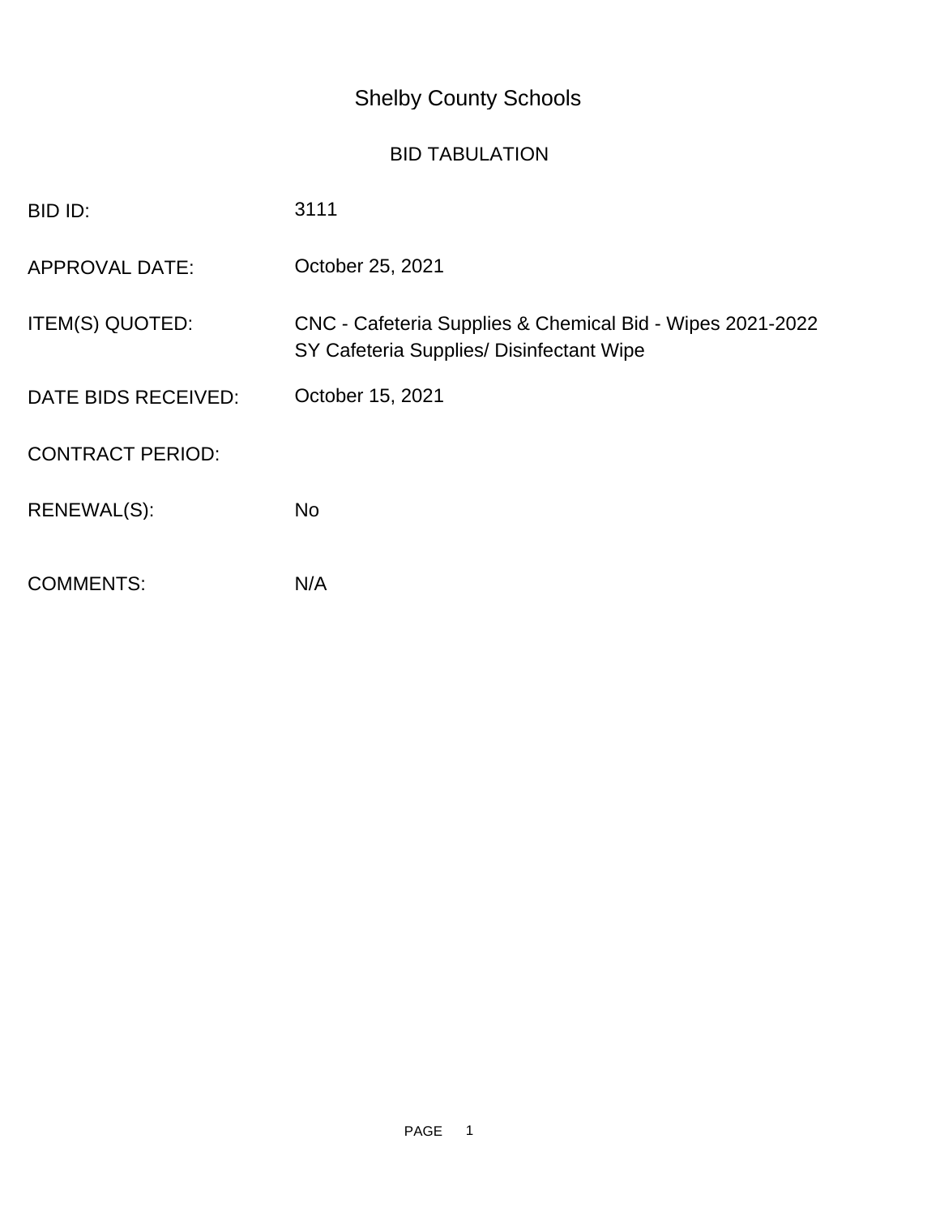# Shelby County Schools

## BID TABULATION

| | |
|---|---|
| BID ID: | 3111 |
| APPROVAL DATE: | October 25, 2021 |
| ITEM(S) QUOTED: | CNC - Cafeteria Supplies & Chemical Bid - Wipes 2021-2022 SY Cafeteria Supplies/ Disinfectant Wipe |
| DATE BIDS RECEIVED: | October 15, 2021 |
| CONTRACT PERIOD: | |
| RENEWAL(S): | No |
| COMMENTS: | N/A |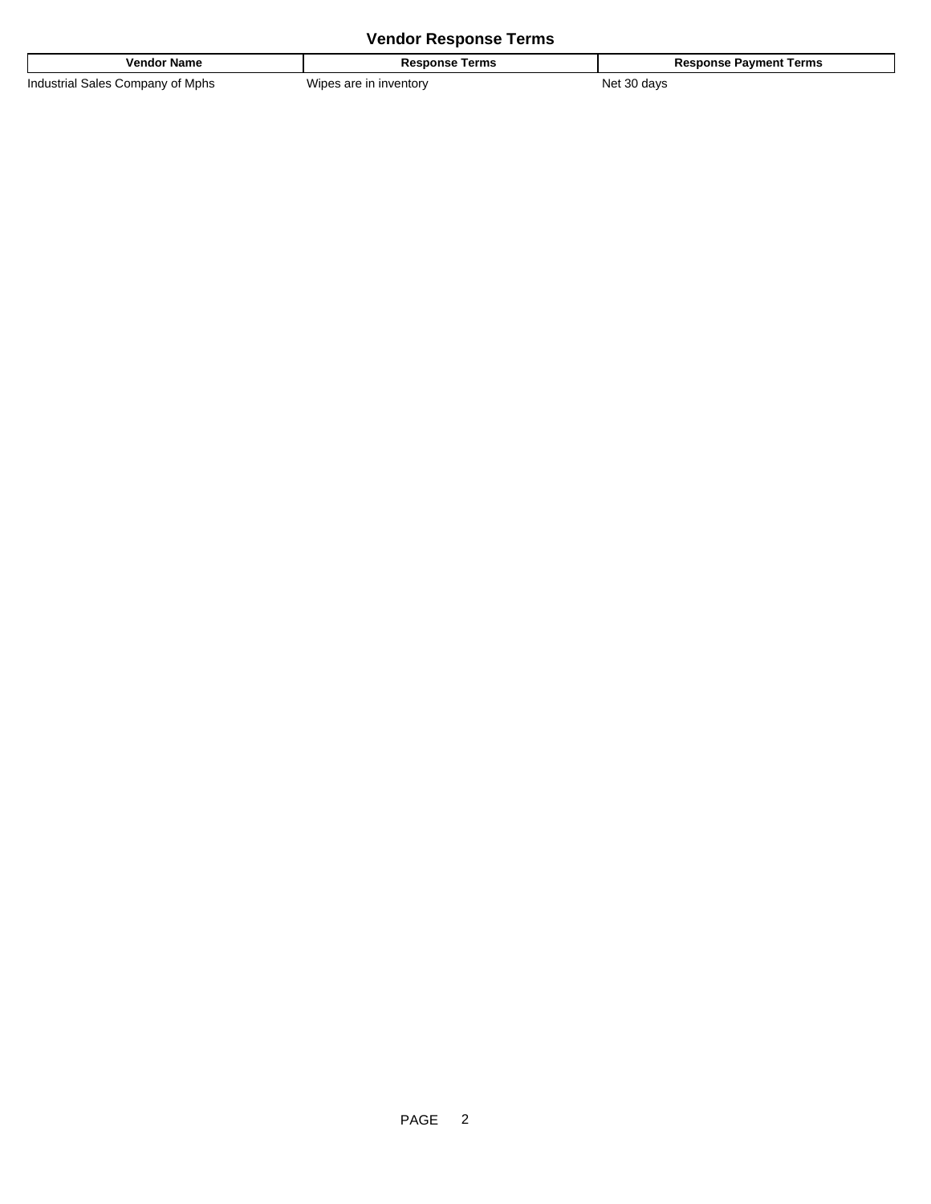## Vendor Response Terms

| Vendor Name | Response Terms | Response Payment Terms |
|---|---|---|
| Industrial Sales Company of Mphs | Wipes are in inventory | Net 30 days |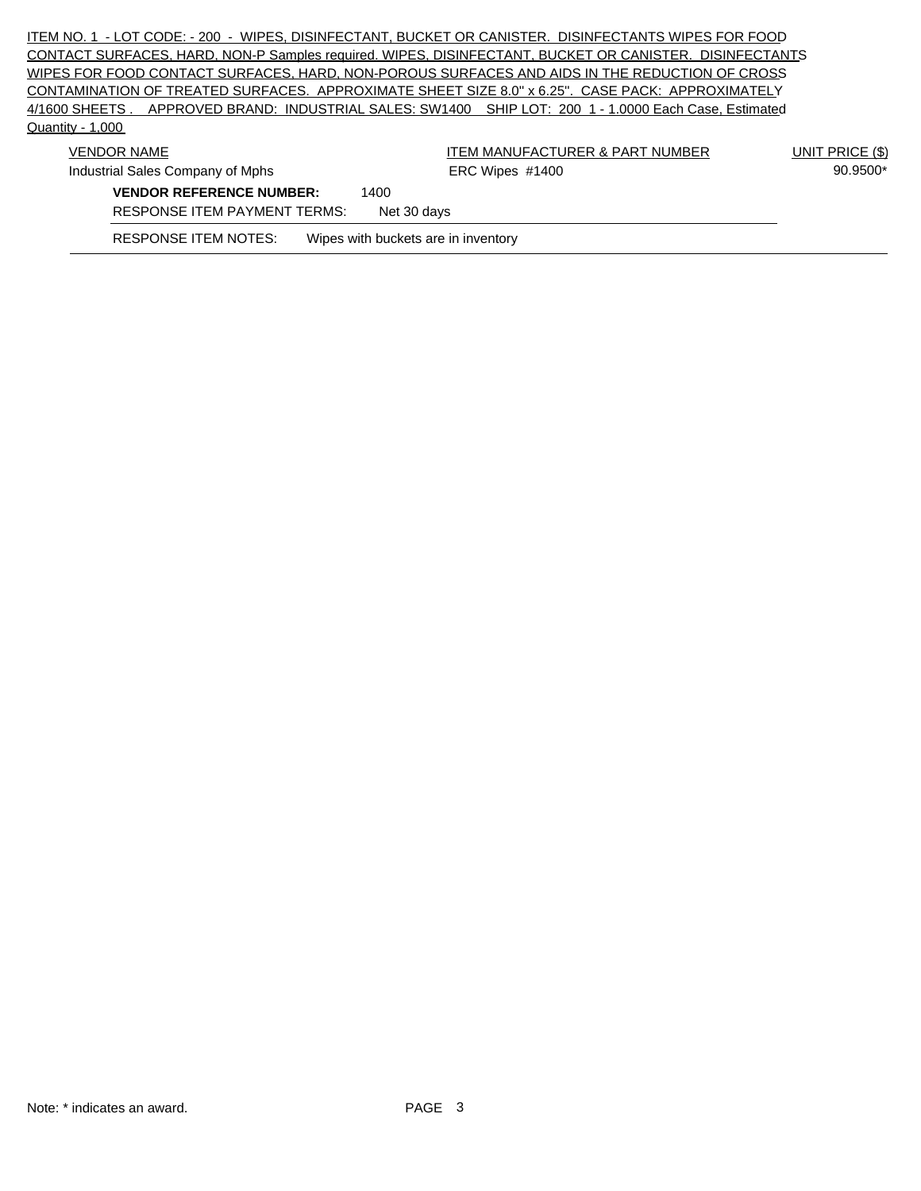ITEM NO. 1 - LOT CODE: - 200 - WIPES, DISINFECTANT, BUCKET OR CANISTER. DISINFECTANTS WIPES FOR FOOD CONTACT SURFACES, HARD, NON-P Samples required. WIPES, DISINFECTANT, BUCKET OR CANISTER. DISINFECTANTS WIPES FOR FOOD CONTACT SURFACES, HARD, NON-POROUS SURFACES AND AIDS IN THE REDUCTION OF CROSS CONTAMINATION OF TREATED SURFACES. APPROXIMATE SHEET SIZE 8.0" x 6.25". CASE PACK: APPROXIMATELY 4/1600 SHEETS . APPROVED BRAND: INDUSTRIAL SALES: SW1400 SHIP LOT: 200 1 - 1.0000 Each Case, Estimated Quantity - 1,000

| VENDOR NAME | ITEM MANUFACTURER & PART NUMBER | UNIT PRICE ($) |
| --- | --- | --- |
| Industrial Sales Company of Mphs | ERC Wipes #1400 | 90.9500* |

**VENDOR REFERENCE NUMBER:** 1400

RESPONSE ITEM PAYMENT TERMS: Net 30 days

RESPONSE ITEM NOTES: Wipes with buckets are in inventory

Note: * indicates an award.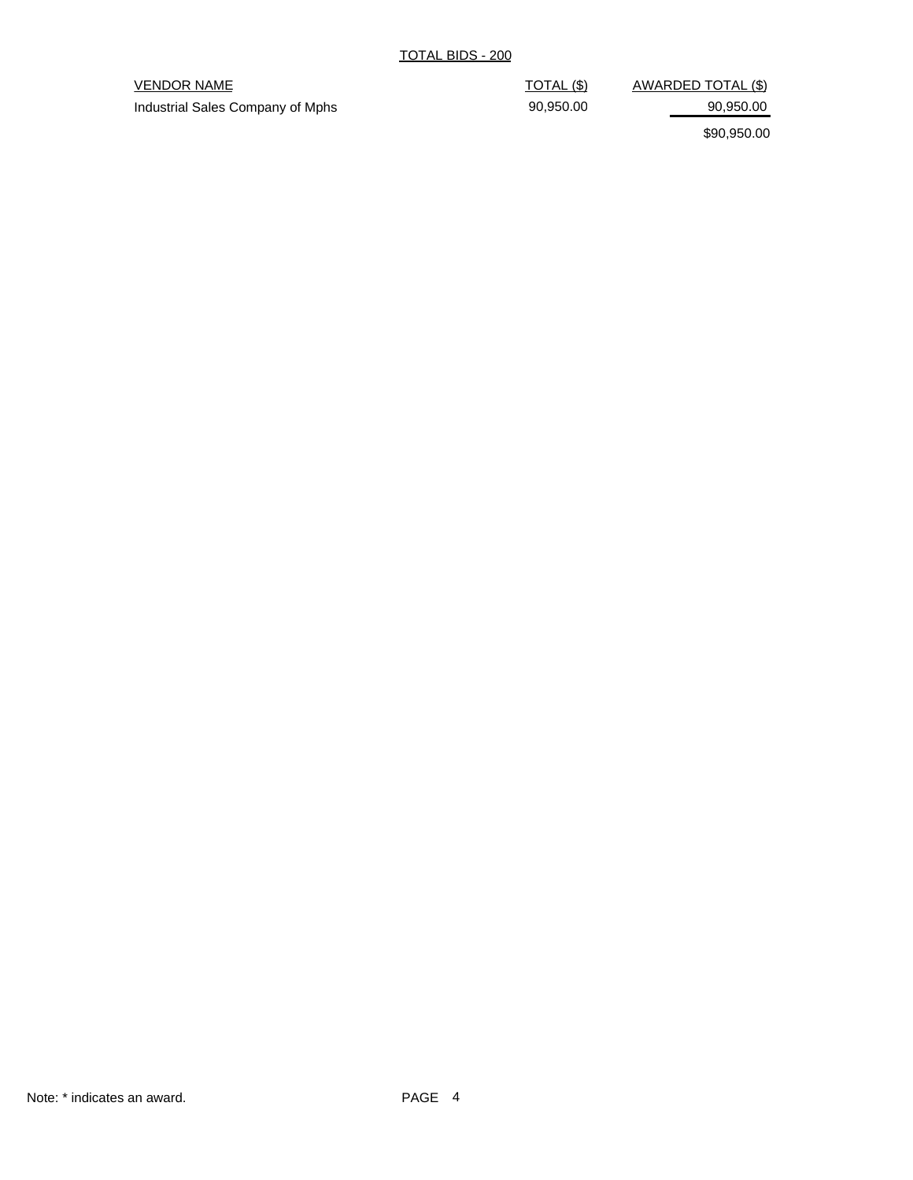TOTAL BIDS - 200

| VENDOR NAME | TOTAL ($) | AWARDED TOTAL ($) |
| --- | --- | --- |
| Industrial Sales Company of Mphs | 90,950.00 | 90,950.00 |
| | | $90,950.00 |

Note: * indicates an award.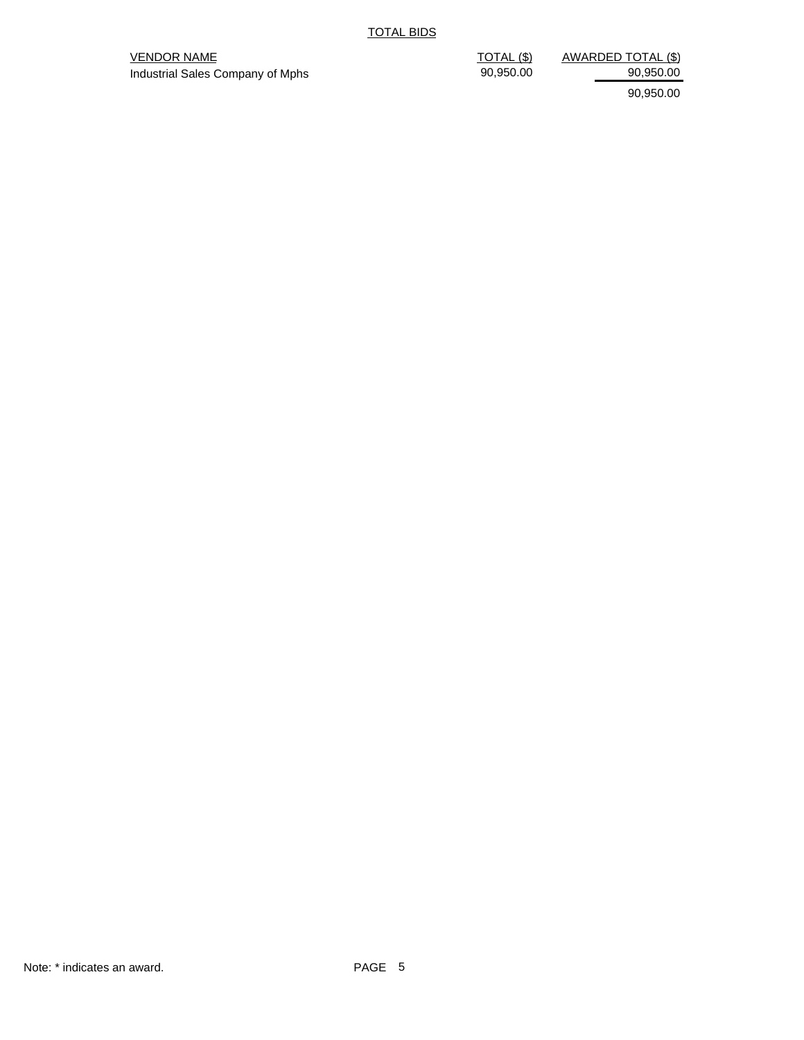TOTAL BIDS

| VENDOR NAME | TOTAL ($) | AWARDED TOTAL ($) |
| --- | --- | --- |
| Industrial Sales Company of Mphs | 90,950.00 | 90,950.00 |
| | | 90,950.00 |

Note: * indicates an award.